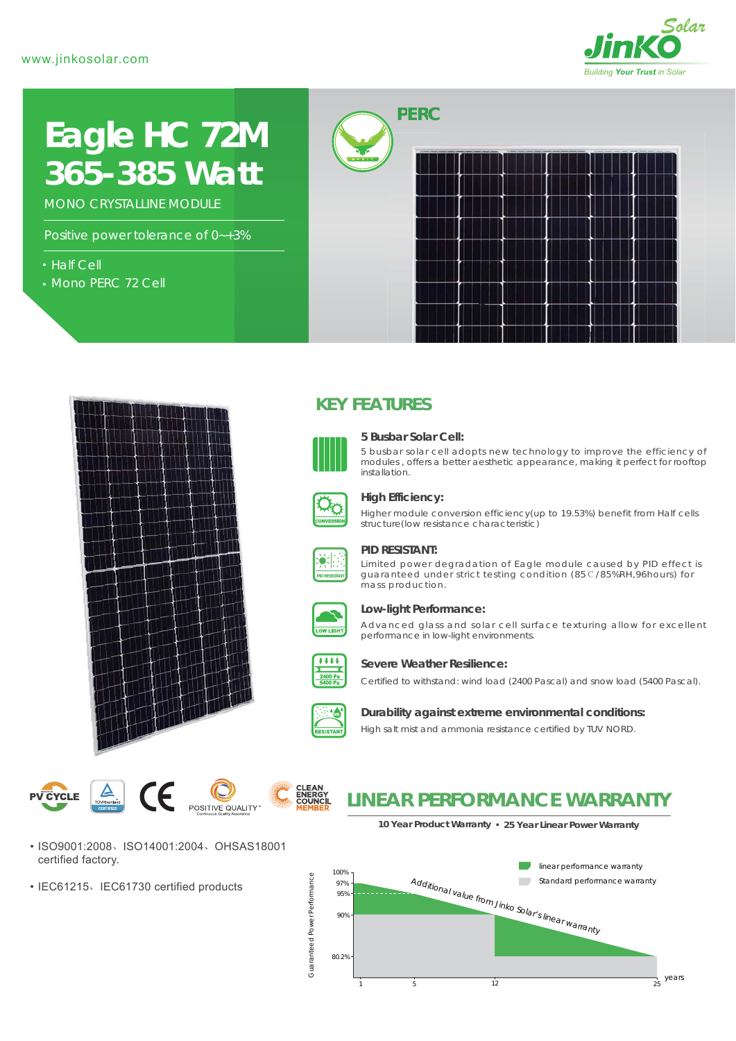www.jinkosolar.com

# Eagle HC 72M 365-385 Watt

MONO CRYSTALLINE MODULE

Positive power tolerance of 0~+3%

- Half Cell
- Mono PERC 72 Cell

PERC

## KEY FEATURES

### 5 Busbar Solar Cell:

5 busbar solar cell adopts new technology to improve the efficiency of modules , offers a better aesthetic appearance, making it perfect for rooftop installation.

### High Efficiency:

Higher module conversion efficiency(up to 19.53%) benefit from Half cells structure(low resistance characteristic)

### PID RESISTANT:

Limited power degradation of Eagle module caused by PID effect is guaranteed under strict testing condition (85℃/85%RH,96hours) for mass production.

### Low-light Performance:

Advanced glass and solar cell surface texturing allow for excellent performance in low-light environments.

### Severe Weather Resilience:

Certified to withstand: wind load (2400 Pascal) and snow load (5400 Pascal).

### Durability against extreme environmental conditions:

High salt mist and ammonia resistance certified by TUV NORD.

- ISO9001:2008、ISO14001:2004、OHSAS18001 certified factory.
- IEC61215、IEC61730 certified products

## LINEAR PERFORMANCE WARRANTY

**10 Year Product Warranty • 25 Year Linear Power Warranty**

linear performance warranty

Standard performance warranty

Additional value from Jinko Solar's linear warranty

Guaranteed Power Performance

100%

97%

95%

90%

80.2%

1

5

12

25

years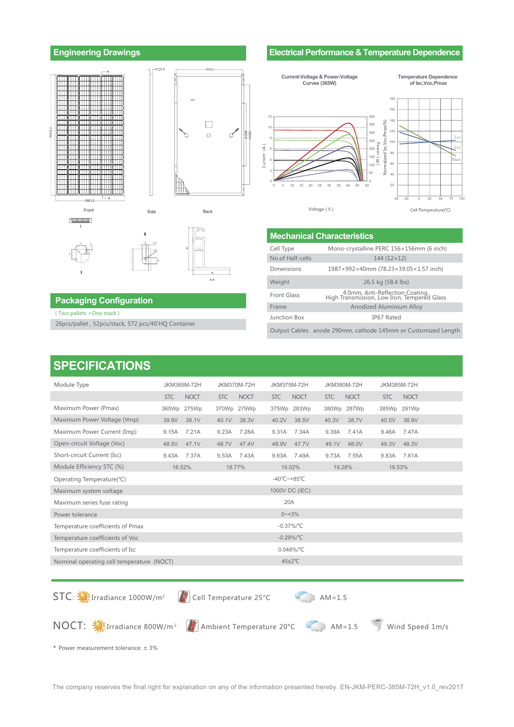## Engineering Drawings

Front

Side

Back

A-A

## Electrical Performance & Temperature Dependence

Current-Voltage & Power-Voltage Curves (365W)

Current (A)

Power (W)

Voltage (V)

Temperature Dependence of Isc,Voc,Pmax

Normalized Isc,Voc,Pmax(%)

Isc

Voc

Pmax

Cell Temperature(℃)

## Packaging Configuration

( Two pallets =One stack )

26pcs/pallet , 52pcs/stack, 572 pcs/40'HQ Container

## Mechanical Characteristics

| | |
|---|---|
| Cell Type | Mono-crystalline PERC 156×156mm (6 inch) |
| No.of Half-cells | 144 (12×12) |
| Dimensions | 1987×992×40mm (78.23×39.05×1.57 inch) |
| Weight | 26.5 kg (58.4 lbs) |
| Front Glass | 4.0mm, Anti-Reflection Coating, High Transmission, Low Iron, Tempered Glass |
| Frame | Anodized Aluminium Alloy |
| Junction Box | IP67 Rated |
| Output Cables | anode 290mm, cathode 145mm or Customized Length |

## SPECIFICATIONS

| Module Type | JKM365M-72H | | JKM370M-72H | | JKM375M-72H | | JKM380M-72H | | JKM385M-72H | |
|---|---|---|---|---|---|---|---|---|---|---|
| | STC | NOCT | STC | NOCT | STC | NOCT | STC | NOCT | STC | NOCT |
| Maximum Power (Pmax) | 365Wp | 275Wp | 370Wp | 279Wp | 375Wp | 283Wp | 380Wp | 287Wp | 385Wp | 291Wp |
| Maximum Power Voltage (Vmp) | 39.9V | 38.1V | 40.1V | 38.3V | 40.2V | 38.5V | 40.3V | 38.7V | 40.5V | 38.9V |
| Maximum Power Current (Imp) | 9.15A | 7.21A | 9.23A | 7.28A | 9.31A | 7.34A | 9.39A | 7.41A | 9.46A | 7.47A |
| Open-circuit Voltage (Voc) | 48.5V | 47.1V | 48.7V | 47.4V | 48.9V | 47.7V | 49.1V | 48.0V | 49.3V | 48.3V |
| Short-circuit Current (Isc) | 9.43A | 7.37A | 9.53A | 7.43A | 9.63A | 7.49A | 9.73A | 7.55A | 9.83A | 7.61A |
| Module Efficiency STC (%) | 18.52% | | 18.77% | | 19.02% | | 19.28% | | 19.53% | |
| Operating Temperature(℃) | -40℃~+85℃ | | | | | | | | | |
| Maximum system voltage | 1000V DC (IEC) | | | | | | | | | |
| Maximum series fuse rating | 20A | | | | | | | | | |
| Power tolerance | 0~+3% | | | | | | | | | |
| Temperature coefficients of Pmax | -0.37%/℃ | | | | | | | | | |
| Temperature coefficients of Voc | -0.29%/℃ | | | | | | | | | |
| Temperature coefficients of Isc | 0.048%/℃ | | | | | | | | | |
| Nominal operating cell temperature (NOCT) | 45±2℃ | | | | | | | | | |

STC: Irradiance 1000W/m² Cell Temperature 25°C AM=1.5

NOCT: Irradiance 800W/m² Ambient Temperature 20°C AM=1.5 Wind Speed 1m/s

* Power measurement tolerance: ± 3%

The company reserves the final right for explanation on any of the information presented hereby. EN-JKM-PERC-385M-72H_v1.0_rev2017